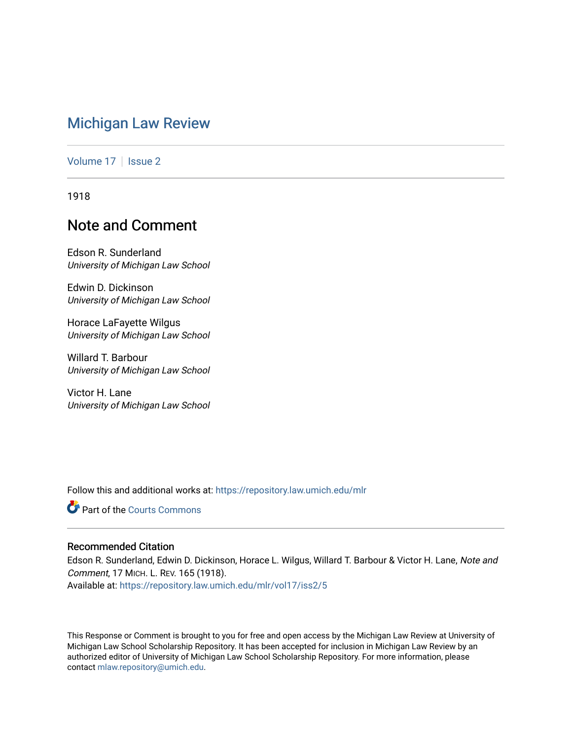# Michigan Law Review

Volume 17 | Issue 2

1918

## Note and Comment

Edson R. Sunderland
*University of Michigan Law School*

Edwin D. Dickinson
*University of Michigan Law School*

Horace LaFayette Wilgus
*University of Michigan Law School*

Willard T. Barbour
*University of Michigan Law School*

Victor H. Lane
*University of Michigan Law School*

Follow this and additional works at: https://repository.law.umich.edu/mlr

Part of the Courts Commons

### Recommended Citation

Edson R. Sunderland, Edwin D. Dickinson, Horace L. Wilgus, Willard T. Barbour & Victor H. Lane, *Note and Comment*, 17 MICH. L. REV. 165 (1918).
Available at: https://repository.law.umich.edu/mlr/vol17/iss2/5

This Response or Comment is brought to you for free and open access by the Michigan Law Review at University of Michigan Law School Scholarship Repository. It has been accepted for inclusion in Michigan Law Review by an authorized editor of University of Michigan Law School Scholarship Repository. For more information, please contact mlaw.repository@umich.edu.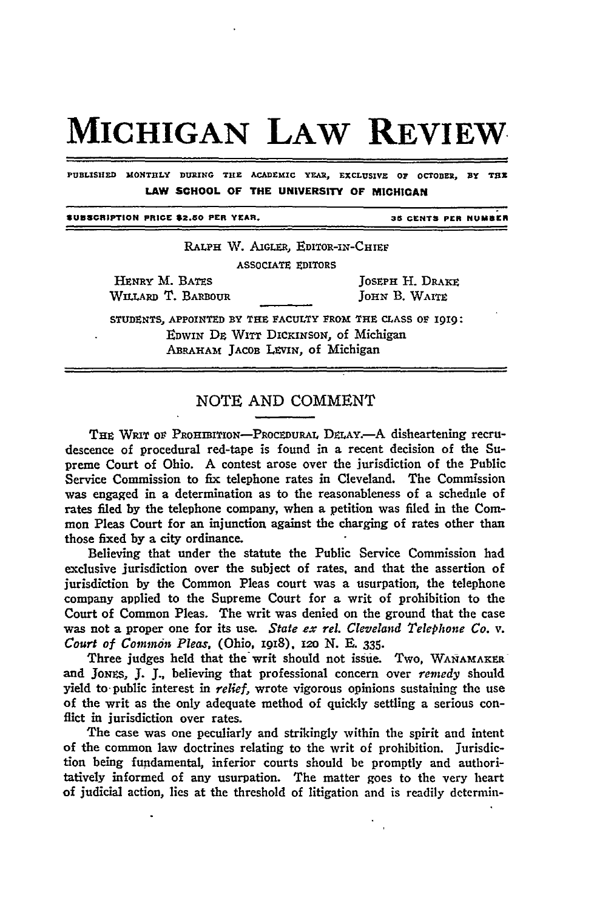# MICHIGAN LAW REVIEW

PUBLISHED MONTHLY DURING THE ACADEMIC YEAR, EXCLUSIVE OF OCTOBER, BY THE **LAW SCHOOL OF THE UNIVERSITY OF MICHIGAN**

SUBSCRIPTION PRICE $2.50 PER YEAR. 35 CENTS PER NUMBER

RALPH W. AIGLER, EDITOR-IN-CHIEF

ASSOCIATE EDITORS

HENRY M. BATES
WILLARD T. BARBOUR
JOSEPH H. DRAKE
JOHN B. WAITE

STUDENTS, APPOINTED BY THE FACULTY FROM THE CLASS OF 1919:
EDWIN DE WITT DICKINSON, of Michigan
ABRAHAM JACOB LEVIN, of Michigan

## NOTE AND COMMENT

THE WRIT OF PROHIBITION—PROCEDURAL DELAY.—A disheartening recrudescence of procedural red-tape is found in a recent decision of the Supreme Court of Ohio. A contest arose over the jurisdiction of the Public Service Commission to fix telephone rates in Cleveland. The Commission was engaged in a determination as to the reasonableness of a schedule of rates filed by the telephone company, when a petition was filed in the Common Pleas Court for an injunction against the charging of rates other than those fixed by a city ordinance.

Believing that under the statute the Public Service Commission had exclusive jurisdiction over the subject of rates, and that the assertion of jurisdiction by the Common Pleas court was a usurpation, the telephone company applied to the Supreme Court for a writ of prohibition to the Court of Common Pleas. The writ was denied on the ground that the case was not a proper one for its use. *State ex rel. Cleveland Telephone Co.* v. *Court of Common Pleas*, (Ohio, 1918), 120 N. E. 335.

Three judges held that the writ should not issue. Two, WANAMAKER and JONES, J. J., believing that professional concern over *remedy* should yield to public interest in *relief*, wrote vigorous opinions sustaining the use of the writ as the only adequate method of quickly settling a serious conflict in jurisdiction over rates.

The case was one peculiarly and strikingly within the spirit and intent of the common law doctrines relating to the writ of prohibition. Jurisdiction being fundamental, inferior courts should be promptly and authoritatively informed of any usurpation. The matter goes to the very heart of judicial action, lies at the threshold of litigation and is readily determin-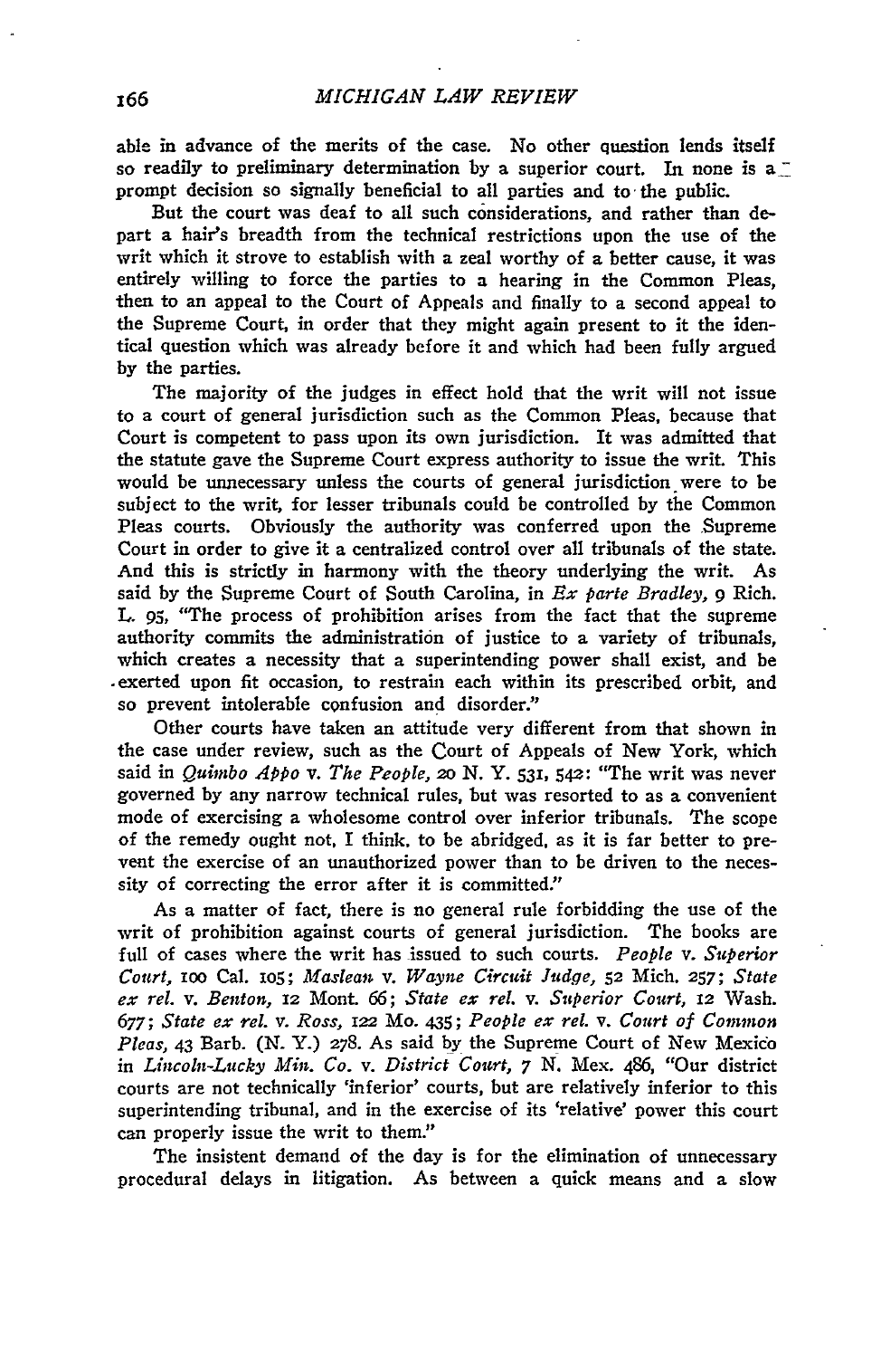able in advance of the merits of the case. No other question lends itself so readily to preliminary determination by a superior court. In none is a prompt decision so signally beneficial to all parties and to the public.

But the court was deaf to all such considerations, and rather than depart a hair's breadth from the technical restrictions upon the use of the writ which it strove to establish with a zeal worthy of a better cause, it was entirely willing to force the parties to a hearing in the Common Pleas, then to an appeal to the Court of Appeals and finally to a second appeal to the Supreme Court, in order that they might again present to it the identical question which was already before it and which had been fully argued by the parties.

The majority of the judges in effect hold that the writ will not issue to a court of general jurisdiction such as the Common Pleas, because that Court is competent to pass upon its own jurisdiction. It was admitted that the statute gave the Supreme Court express authority to issue the writ. This would be unnecessary unless the courts of general jurisdiction were to be subject to the writ, for lesser tribunals could be controlled by the Common Pleas courts. Obviously the authority was conferred upon the Supreme Court in order to give it a centralized control over all tribunals of the state. And this is strictly in harmony with the theory underlying the writ. As said by the Supreme Court of South Carolina, in *Ex parte Bradley*, 9 Rich. L. 95, "The process of prohibition arises from the fact that the supreme authority commits the administration of justice to a variety of tribunals, which creates a necessity that a superintending power shall exist, and be exerted upon fit occasion, to restrain each within its prescribed orbit, and so prevent intolerable confusion and disorder."

Other courts have taken an attitude very different from that shown in the case under review, such as the Court of Appeals of New York, which said in *Quimbo Appo* v. *The People*, 20 N. Y. 531, 542: "The writ was never governed by any narrow technical rules, but was resorted to as a convenient mode of exercising a wholesome control over inferior tribunals. The scope of the remedy ought not, I think, to be abridged, as it is far better to prevent the exercise of an unauthorized power than to be driven to the necessity of correcting the error after it is committed."

As a matter of fact, there is no general rule forbidding the use of the writ of prohibition against courts of general jurisdiction. The books are full of cases where the writ has issued to such courts. *People* v. *Superior Court*, 100 Cal. 105; *Maslean* v. *Wayne Circuit Judge*, 52 Mich. 257; *State ex rel.* v. *Benton*, 12 Mont. 66; *State ex rel.* v. *Superior Court*, 12 Wash. 677; *State ex rel.* v. *Ross*, 122 Mo. 435; *People ex rel.* v. *Court of Common Pleas*, 43 Barb. (N. Y.) 278. As said by the Supreme Court of New Mexico in *Lincoln-Lucky Min. Co.* v. *District Court*, 7 N. Mex. 486, "Our district courts are not technically 'inferior' courts, but are relatively inferior to this superintending tribunal, and in the exercise of its 'relative' power this court can properly issue the writ to them."

The insistent demand of the day is for the elimination of unnecessary procedural delays in litigation. As between a quick means and a slow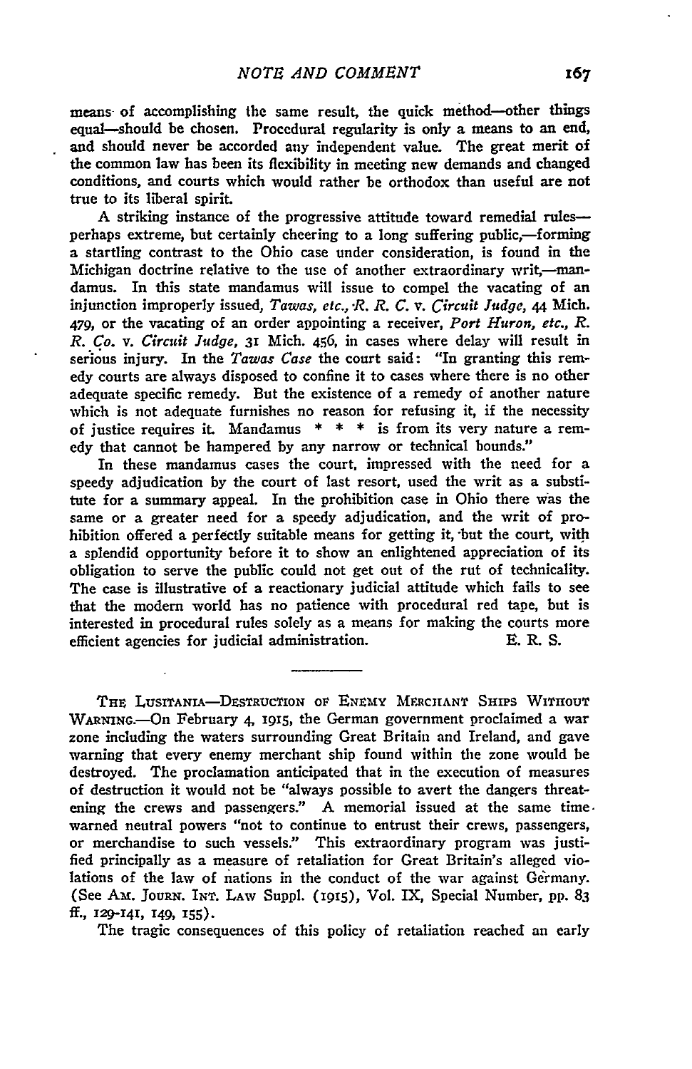means of accomplishing the same result, the quick method—other things equal—should be chosen. Procedural regularity is only a means to an end, and should never be accorded any independent value. The great merit of the common law has been its flexibility in meeting new demands and changed conditions, and courts which would rather be orthodox than useful are not true to its liberal spirit.

A striking instance of the progressive attitude toward remedial rules—perhaps extreme, but certainly cheering to a long suffering public,—forming a startling contrast to the Ohio case under consideration, is found in the Michigan doctrine relative to the use of another extraordinary writ,—mandamus. In this state mandamus will issue to compel the vacating of an injunction improperly issued, *Tawas, etc., R. R. C.* v. *Circuit Judge*, 44 Mich. 479, or the vacating of an order appointing a receiver, *Port Huron, etc., R. R. Co.* v. *Circuit Judge*, 31 Mich. 456, in cases where delay will result in serious injury. In the *Tawas Case* the court said: "In granting this remedy courts are always disposed to confine it to cases where there is no other adequate specific remedy. But the existence of a remedy of another nature which is not adequate furnishes no reason for refusing it, if the necessity of justice requires it. Mandamus * * * is from its very nature a remedy that cannot be hampered by any narrow or technical bounds."

In these mandamus cases the court, impressed with the need for a speedy adjudication by the court of last resort, used the writ as a substitute for a summary appeal. In the prohibition case in Ohio there was the same or a greater need for a speedy adjudication, and the writ of prohibition offered a perfectly suitable means for getting it, but the court, with a splendid opportunity before it to show an enlightened appreciation of its obligation to serve the public could not get out of the rut of technicality. The case is illustrative of a reactionary judicial attitude which fails to see that the modern world has no patience with procedural red tape, but is interested in procedural rules solely as a means for making the courts more efficient agencies for judicial administration. E. R. S.

---

THE LUSITANIA—DESTRUCTION OF ENEMY MERCHANT SHIPS WITHOUT WARNING.—On February 4, 1915, the German government proclaimed a war zone including the waters surrounding Great Britain and Ireland, and gave warning that every enemy merchant ship found within the zone would be destroyed. The proclamation anticipated that in the execution of measures of destruction it would not be "always possible to avert the dangers threatening the crews and passengers." A memorial issued at the same time warned neutral powers "not to continue to entrust their crews, passengers, or merchandise to such vessels." This extraordinary program was justified principally as a measure of retaliation for Great Britain's alleged violations of the law of nations in the conduct of the war against Germany. (See AM. JOURN. INT. LAW Suppl. (1915), Vol. IX, Special Number, pp. 83 ff., 129-141, 149, 155).

The tragic consequences of this policy of retaliation reached an early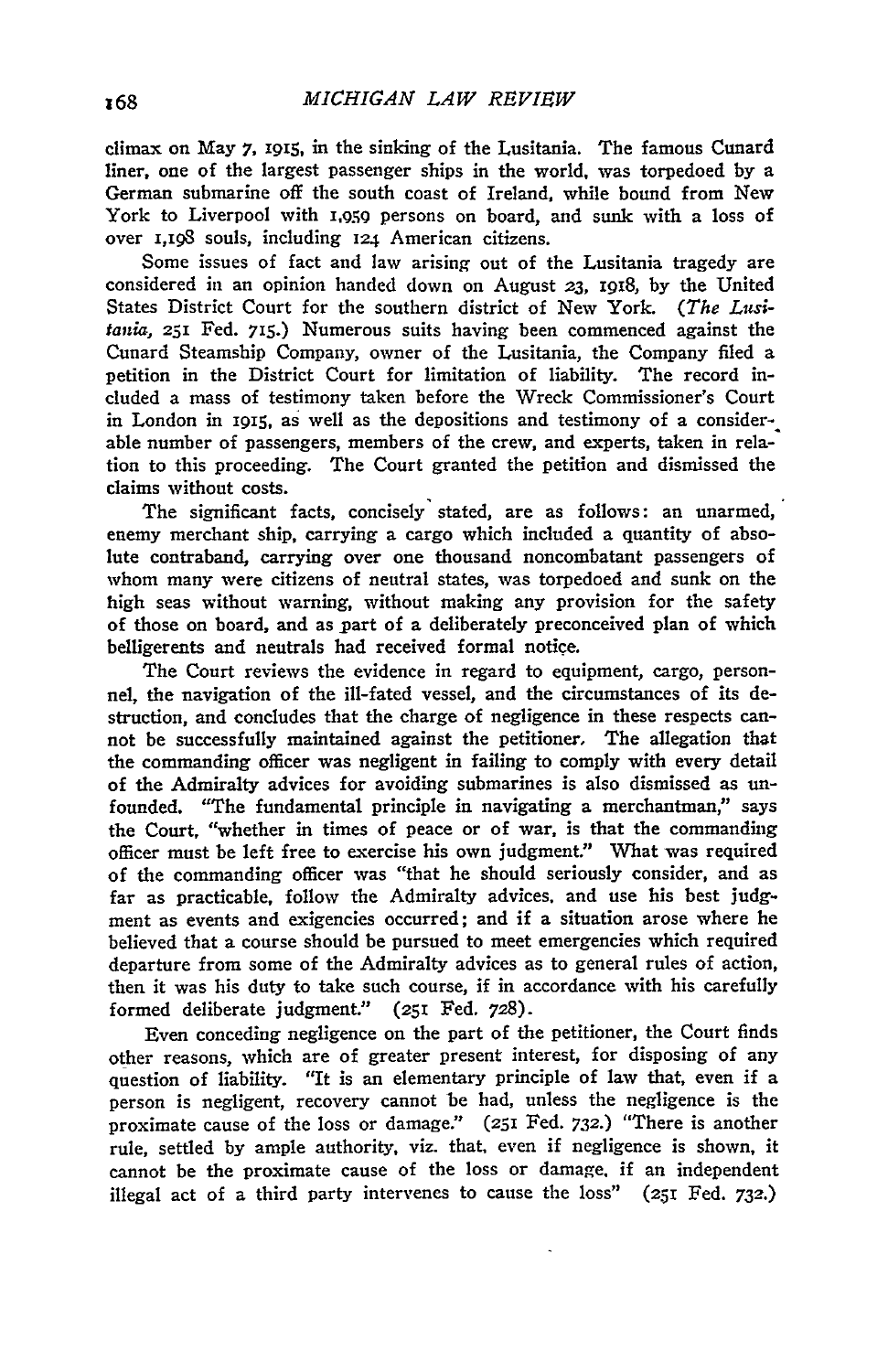climax on May 7, 1915, in the sinking of the Lusitania. The famous Cunard liner, one of the largest passenger ships in the world, was torpedoed by a German submarine off the south coast of Ireland, while bound from New York to Liverpool with 1,959 persons on board, and sunk with a loss of over 1,198 souls, including 124 American citizens.

Some issues of fact and law arising out of the Lusitania tragedy are considered in an opinion handed down on August 23, 1918, by the United States District Court for the southern district of New York. (*The Lusitania*, 251 Fed. 715.) Numerous suits having been commenced against the Cunard Steamship Company, owner of the Lusitania, the Company filed a petition in the District Court for limitation of liability. The record included a mass of testimony taken before the Wreck Commissioner's Court in London in 1915, as well as the depositions and testimony of a considerable number of passengers, members of the crew, and experts, taken in relation to this proceeding. The Court granted the petition and dismissed the claims without costs.

The significant facts, concisely stated, are as follows: an unarmed, enemy merchant ship, carrying a cargo which included a quantity of absolute contraband, carrying over one thousand noncombatant passengers of whom many were citizens of neutral states, was torpedoed and sunk on the high seas without warning, without making any provision for the safety of those on board, and as part of a deliberately preconceived plan of which belligerents and neutrals had received formal notice.

The Court reviews the evidence in regard to equipment, cargo, personnel, the navigation of the ill-fated vessel, and the circumstances of its destruction, and concludes that the charge of negligence in these respects cannot be successfully maintained against the petitioner. The allegation that the commanding officer was negligent in failing to comply with every detail of the Admiralty advices for avoiding submarines is also dismissed as unfounded. "The fundamental principle in navigating a merchantman," says the Court, "whether in times of peace or of war, is that the commanding officer must be left free to exercise his own judgment." What was required of the commanding officer was "that he should seriously consider, and as far as practicable, follow the Admiralty advices, and use his best judgment as events and exigencies occurred; and if a situation arose where he believed that a course should be pursued to meet emergencies which required departure from some of the Admiralty advices as to general rules of action, then it was his duty to take such course, if in accordance with his carefully formed deliberate judgment." (251 Fed. 728).

Even conceding negligence on the part of the petitioner, the Court finds other reasons, which are of greater present interest, for disposing of any question of liability. "It is an elementary principle of law that, even if a person is negligent, recovery cannot be had, unless the negligence is the proximate cause of the loss or damage." (251 Fed. 732.) "There is another rule, settled by ample authority, viz. that, even if negligence is shown, it cannot be the proximate cause of the loss or damage, if an independent illegal act of a third party intervenes to cause the loss" (251 Fed. 732.)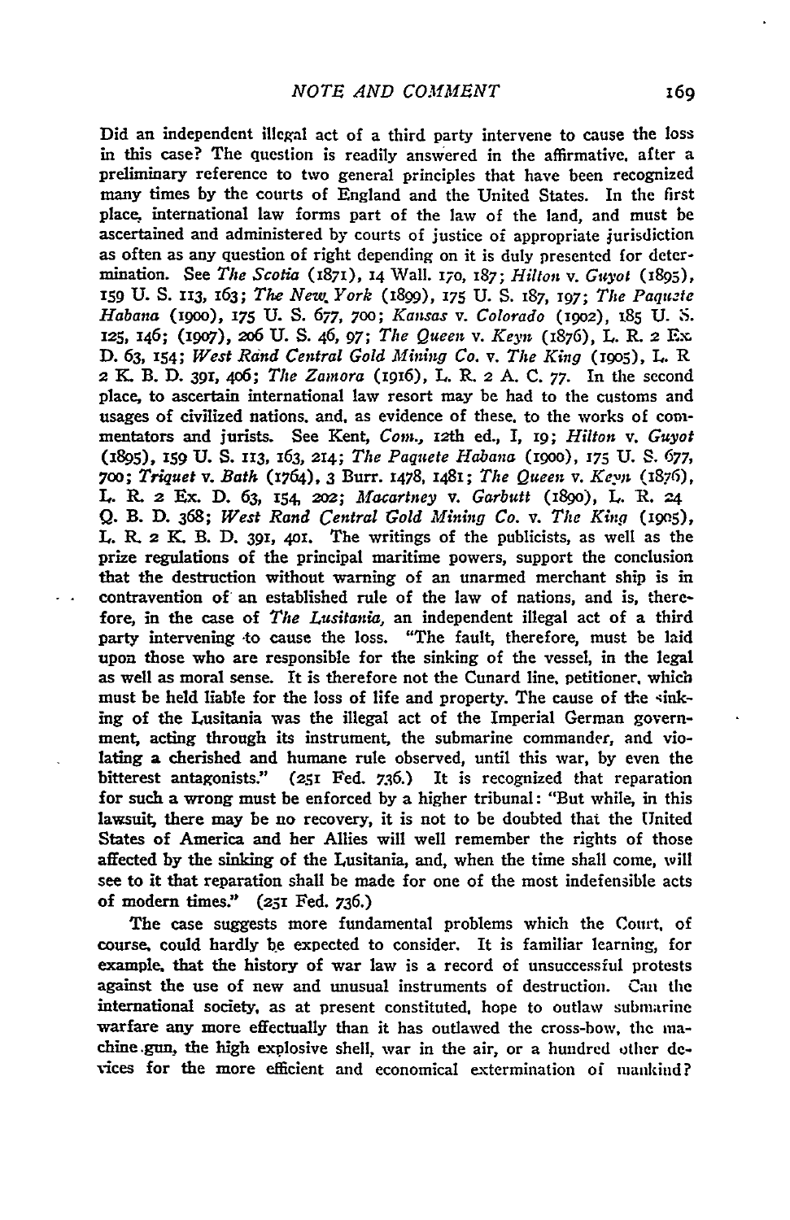Did an independent illegal act of a third party intervene to cause the loss in this case? The question is readily answered in the affirmative, after a preliminary reference to two general principles that have been recognized many times by the courts of England and the United States. In the first place, international law forms part of the law of the land, and must be ascertained and administered by courts of justice of appropriate jurisdiction as often as any question of right depending on it is duly presented for determination. See *The Scotia* (1871), 14 Wall. 170, 187; *Hilton* v. *Guyot* (1895), 159 U. S. 113, 163; *The New York* (1899), 175 U. S. 187, 197; *The Paquete Habana* (1900), 175 U. S. 677, 700; *Kansas* v. *Colorado* (1902), 185 U. S. 125, 146; (1907), 206 U. S. 46, 97; *The Queen* v. *Keyn* (1876), L. R. 2 Ex. D. 63, 154; *West Rand Central Gold Mining Co.* v. *The King* (1905), L. R 2 K. B. D. 391, 406; *The Zamora* (1916), L. R. 2 A. C. 77. In the second place, to ascertain international law resort may be had to the customs and usages of civilized nations, and, as evidence of these, to the works of commentators and jurists. See Kent, *Com.*, 12th ed., I, 19; *Hilton* v. *Guyot* (1895), 159 U. S. 113, 163, 214; *The Paquete Habana* (1900), 175 U. S. 677, 700; *Triquet* v. *Bath* (1764), 3 Burr. 1478, 1481; *The Queen* v. *Keyn* (1876), L. R. 2 Ex. D. 63, 154, 202; *Macartney* v. *Garbutt* (1890), L. R. 24 Q. B. D. 368; *West Rand Central Gold Mining Co.* v. *The King* (1905), L. R. 2 K. B. D. 391, 401. The writings of the publicists, as well as the prize regulations of the principal maritime powers, support the conclusion that the destruction without warning of an unarmed merchant ship is in contravention of an established rule of the law of nations, and is, therefore, in the case of *The Lusitania*, an independent illegal act of a third party intervening to cause the loss. "The fault, therefore, must be laid upon those who are responsible for the sinking of the vessel, in the legal as well as moral sense. It is therefore not the Cunard line, petitioner, which must be held liable for the loss of life and property. The cause of the sinking of the Lusitania was the illegal act of the Imperial German government, acting through its instrument, the submarine commander, and violating a cherished and humane rule observed, until this war, by even the bitterest antagonists." (251 Fed. 736.) It is recognized that reparation for such a wrong must be enforced by a higher tribunal: "But while, in this lawsuit, there may be no recovery, it is not to be doubted that the United States of America and her Allies will well remember the rights of those affected by the sinking of the Lusitania, and, when the time shall come, will see to it that reparation shall be made for one of the most indefensible acts of modern times." (251 Fed. 736.)

The case suggests more fundamental problems which the Court, of course, could hardly be expected to consider. It is familiar learning, for example, that the history of war law is a record of unsuccessful protests against the use of new and unusual instruments of destruction. Can the international society, as at present constituted, hope to outlaw submarine warfare any more effectually than it has outlawed the cross-bow, the machine gun, the high explosive shell, war in the air, or a hundred other devices for the more efficient and economical extermination of mankind?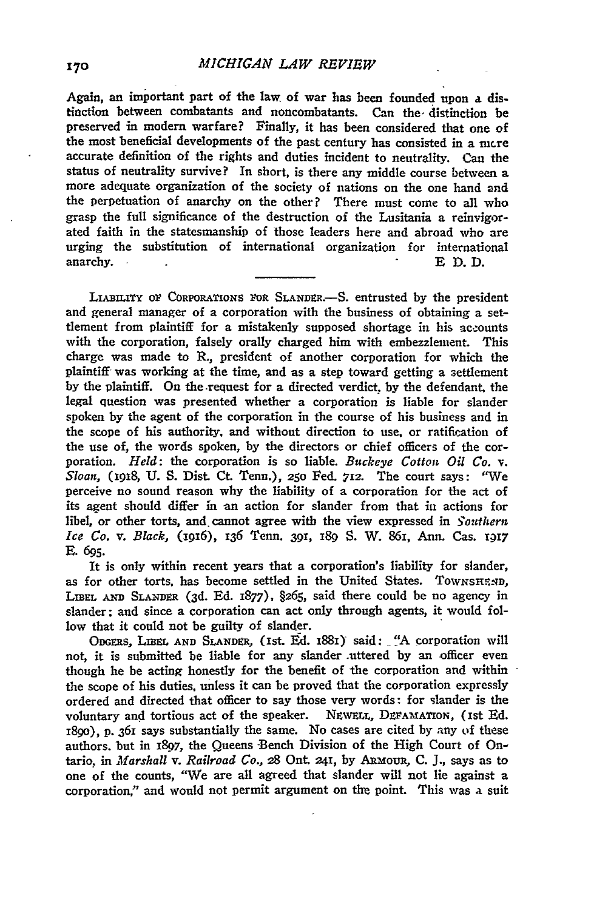Again, an important part of the law of war has been founded upon a distinction between combatants and noncombatants. Can the distinction be preserved in modern warfare? Finally, it has been considered that one of the most beneficial developments of the past century has consisted in a more accurate definition of the rights and duties incident to neutrality. Can the status of neutrality survive? In short, is there any middle course between a more adequate organization of the society of nations on the one hand and the perpetuation of anarchy on the other? There must come to all who grasp the full significance of the destruction of the Lusitania a reinvigorated faith in the statesmanship of those leaders here and abroad who are urging the substitution of international organization for international anarchy.

E. D. D.

---

LIABILITY OF CORPORATIONS FOR SLANDER.—S. entrusted by the president and general manager of a corporation with the business of obtaining a settlement from plaintiff for a mistakenly supposed shortage in his accounts with the corporation, falsely orally charged him with embezzlement. This charge was made to R., president of another corporation for which the plaintiff was working at the time, and as a step toward getting a settlement by the plaintiff. On the request for a directed verdict, by the defendant, the legal question was presented whether a corporation is liable for slander spoken by the agent of the corporation in the course of his business and in the scope of his authority, and without direction to use, or ratification of the use of, the words spoken, by the directors or chief officers of the corporation. *Held*: the corporation is so liable. *Buckeye Cotton Oil Co.* v. *Sloan*, (1918, U. S. Dist. Ct. Tenn.), 250 Fed. 712. The court says: "We perceive no sound reason why the liability of a corporation for the act of its agent should differ in an action for slander from that in actions for libel, or other torts, and cannot agree with the view expressed in *Southern Ice Co.* v. *Black*, (1916), 136 Tenn. 391, 189 S. W. 861, Ann. Cas. 1917 E. 695.

It is only within recent years that a corporation's liability for slander, as for other torts, has become settled in the United States. TOWNSHEND, LIBEL AND SLANDER (3d. Ed. 1877), §265, said there could be no agency in slander; and since a corporation can act only through agents, it would follow that it could not be guilty of slander.

ODGERS, LIBEL AND SLANDER, (1st. Ed. 1881) said: "A corporation will not, it is submitted be liable for any slander uttered by an officer even though he be acting honestly for the benefit of the corporation and within the scope of his duties, unless it can be proved that the corporation expressly ordered and directed that officer to say those very words: for slander is the voluntary and tortious act of the speaker. NEWELL, DEFAMATION, (1st Ed. 1890), p. 361 says substantially the same. No cases are cited by any of these authors. but in 1897, the Queens Bench Division of the High Court of Ontario, in *Marshall* v. *Railroad Co.*, 28 Ont. 241, by ARMOUR, C. J., says as to one of the counts, "We are all agreed that slander will not lie against a corporation," and would not permit argument on the point. This was a suit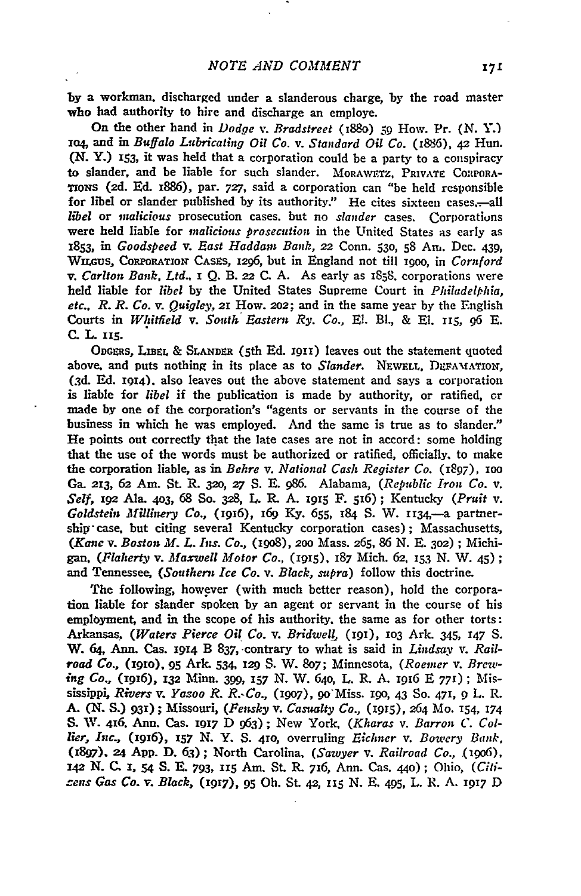by a workman, discharged under a slanderous charge, by the road master who had authority to hire and discharge an employe.

On the other hand in *Dodge* v. *Bradstreet* (1880) 59 How. Pr. (N. Y.) 104, and in *Buffalo Lubricating Oil Co.* v. *Standard Oil Co.* (1886), 42 Hun. (N. Y.) 153, it was held that a corporation could be a party to a conspiracy to slander, and be liable for such slander. MORAWETZ, PRIVATE CORPORATIONS (2d. Ed. 1886), par. 727, said a corporation can "be held responsible for libel or slander published by its authority." He cites sixteen cases,—all *libel* or *malicious* prosecution cases, but no *slander* cases. Corporations were held liable for *malicious prosecution* in the United States as early as 1853, in *Goodspeed* v. *East Haddam Bank*, 22 Conn. 530, 58 Am. Dec. 439, WILGUS, CORPORATION CASES, 1296, but in England not till 1900, in *Cornford* v. *Carlton Bank, Ltd.*, 1 Q. B. 22 C. A. As early as 1858, corporations were held liable for *libel* by the United States Supreme Court in *Philadelphia, etc., R. R. Co.* v. *Quigley*, 21 How. 202; and in the same year by the English Courts in *Whitfield* v. *South Eastern Ry. Co.*, El. Bl., & El. 115, 96 E. C. L. 115.

ODGERS, LIBEL & SLANDER (5th Ed. 1911) leaves out the statement quoted above, and puts nothing in its place as to *Slander*. NEWELL, DEFAMATION, (3d. Ed. 1914), also leaves out the above statement and says a corporation is liable for *libel* if the publication is made by authority, or ratified, or made by one of the corporation's "agents or servants in the course of the business in which he was employed. And the same is true as to slander." He points out correctly that the late cases are not in accord: some holding that the use of the words must be authorized or ratified, officially, to make the corporation liable, as in *Behre* v. *National Cash Register Co.* (1897), 100 Ga. 213, 62 Am. St. R. 320, 27 S. E. 986. Alabama, (*Republic Iron Co.* v. *Self*, 192 Ala. 403, 68 So. 328, L. R. A. 1915 F. 516); Kentucky (*Pruit* v. *Goldstein Millinery Co.*, (1916), 169 Ky. 655, 184 S. W. 1134,—a partnership case, but citing several Kentucky corporation cases); Massachusetts, (*Kane* v. *Boston M. L. Ins. Co.*, (1908), 200 Mass. 265, 86 N. E. 302); Michigan, (*Flaherty* v. *Maxwell Motor Co.*, (1915), 187 Mich. 62, 153 N. W. 45); and Tennessee, (*Southern Ice Co.* v. *Black*, *supra*) follow this doctrine.

The following, however (with much better reason), hold the corporation liable for slander spoken by an agent or servant in the course of his employment, and in the scope of his authority, the same as for other torts: Arkansas, (*Waters Pierce Oil Co.* v. *Bridwell*, (191), 103 Ark. 345, 147 S. W. 64, Ann. Cas. 1914 B 837, contrary to what is said in *Lindsay* v. *Railroad Co.*, (1910), 95 Ark. 534, 129 S. W. 807; Minnesota, (*Roemer* v. *Brewing Co.*, (1916), 132 Minn. 399, 157 N. W. 640, L. R. A. 1916 E 771); Mississippi, *Rivers* v. *Yazoo R. R. Co.*, (1907), 90 Miss. 190, 43 So. 471, 9 L. R. A. (N. S.) 931); Missouri, (*Fensky* v. *Casualty Co.*, (1915), 264 Mo. 154, 174 S. W. 416, Ann. Cas. 1917 D 963); New York, (*Kharas* v. *Barron C. Collier, Inc.*, (1916), 157 N. Y. S. 410, overruling *Eichner* v. *Bowery Bank*, (1897), 24 App. D. 63); North Carolina, (*Sawyer* v. *Railroad Co.*, (1906), 142 N. C. 1, 54 S. E. 793, 115 Am. St. R. 716, Ann. Cas. 440); Ohio, (*Citizens Gas Co.* v. *Black*, (1917), 95 Oh. St. 42, 115 N. E. 495, L. R. A. 1917 D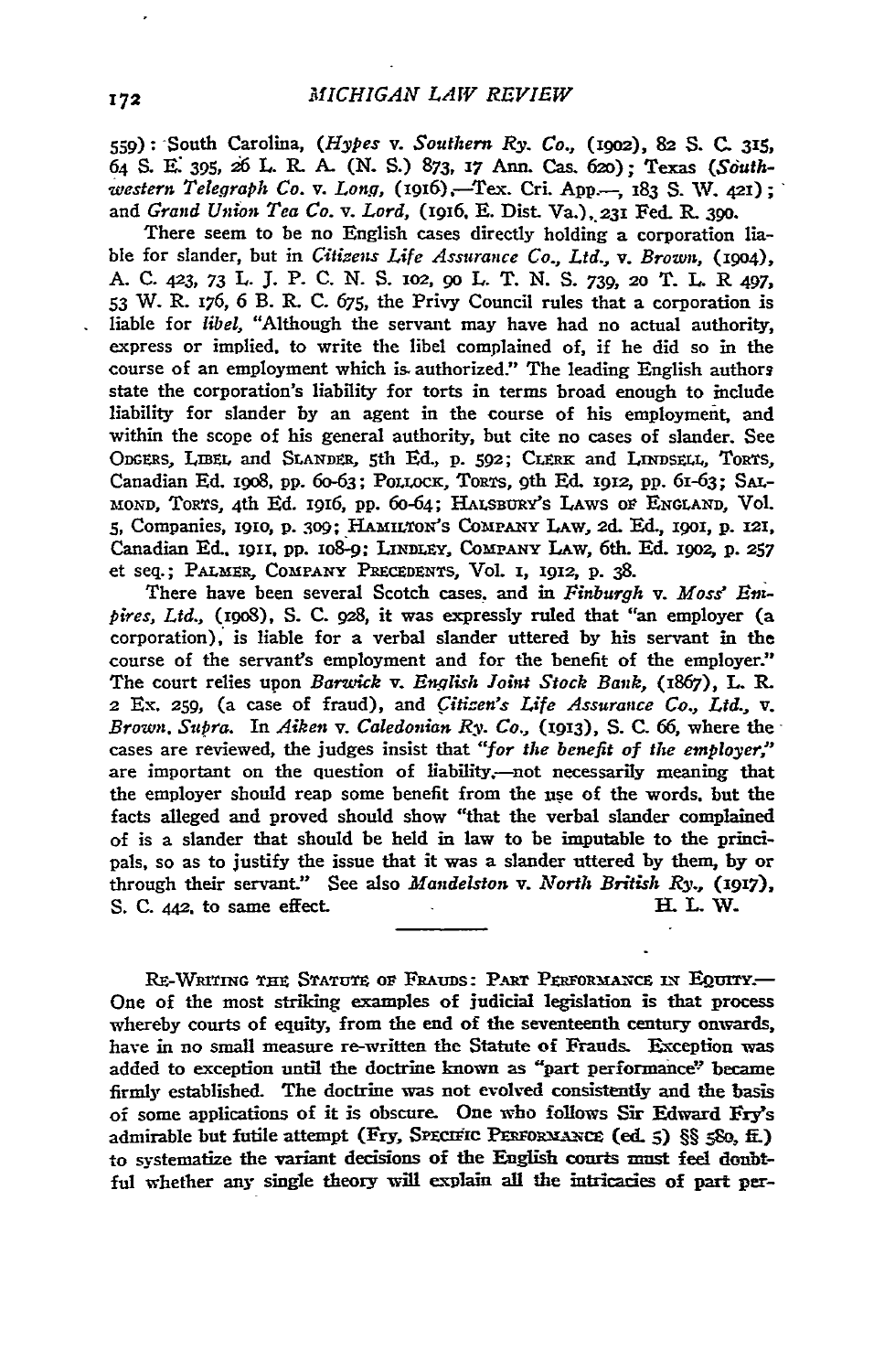559): South Carolina, (*Hypes* v. *Southern Ry. Co.*, (1902), 82 S. C. 315, 64 S. E. 395, 26 L. R. A. (N. S.) 873, 17 Ann. Cas. 620); Texas (*Southwestern Telegraph Co.* v. *Long*, (1916),—Tex. Cri. App.—, 183 S. W. 421); and *Grand Union Tea Co.* v. *Lord*, (1916, E. Dist. Va.), 231 Fed. R. 390.

There seem to be no English cases directly holding a corporation liable for slander, but in *Citizens Life Assurance Co., Ltd.*, v. *Brown*, (1904), A. C. 423, 73 L. J. P. C. N. S. 102, 90 L. T. N. S. 739, 20 T. L. R 497, 53 W. R. 176, 6 B. R. C. 675, the Privy Council rules that a corporation is liable for *libel*, "Although the servant may have had no actual authority, express or implied, to write the libel complained of, if he did so in the course of an employment which is authorized." The leading English authors state the corporation's liability for torts in terms broad enough to include liability for slander by an agent in the course of his employment, and within the scope of his general authority, but cite no cases of slander. See ODGERS, LIBEL and SLANDER, 5th Ed., p. 592; CLERK and LINDSELL, TORTS, Canadian Ed. 1908, pp. 60-63; POLLOCK, TORTS, 9th Ed. 1912, pp. 61-63; SALMOND, TORTS, 4th Ed. 1916, pp. 60-64; HALSBURY'S LAWS OF ENGLAND, Vol. 5, Companies, 1910, p. 309; HAMILTON'S COMPANY LAW, 2d. Ed., 1901, p. 121, Canadian Ed., 1911, pp. 108-9; LINDLEY, COMPANY LAW, 6th. Ed. 1902, p. 257 et seq.; PALMER, COMPANY PRECEDENTS, Vol. 1, 1912, p. 38.

There have been several Scotch cases, and in *Finburgh* v. *Moss' Empires, Ltd.*, (1908), S. C. 928, it was expressly ruled that "an employer (a corporation), is liable for a verbal slander uttered by his servant in the course of the servant's employment and for the benefit of the employer." The court relies upon *Barwick* v. *English Joint Stock Bank*, (1867), L. R. 2 Ex. 259, (a case of fraud), and *Citizen's Life Assurance Co., Ltd.*, v. *Brown*, *Supra*. In *Aiken* v. *Caledonian Ry. Co.*, (1913), S. C. 66, where the cases are reviewed, the judges insist that *"for the benefit of the employer,"* are important on the question of liability,—not necessarily meaning that the employer should reap some benefit from the use of the words, but the facts alleged and proved should show "that the verbal slander complained of is a slander that should be held in law to be imputable to the principals, so as to justify the issue that it was a slander uttered by them, by or through their servant." See also *Mandelston* v. *North British Ry.*, (1917), S. C. 442, to same effect.

H. L. W.

---

RE-WRITING THE STATUTE OF FRAUDS: PART PERFORMANCE IN EQUITY.—One of the most striking examples of judicial legislation is that process whereby courts of equity, from the end of the seventeenth century onwards, have in no small measure re-written the Statute of Frauds. Exception was added to exception until the doctrine known as "part performance" became firmly established. The doctrine was not evolved consistently and the basis of some applications of it is obscure. One who follows Sir Edward Fry's admirable but futile attempt (Fry, SPECIFIC PERFORMANCE (ed. 5) §§ 580, ff.) to systematize the variant decisions of the English courts must feel doubtful whether any single theory will explain all the intricacies of part per-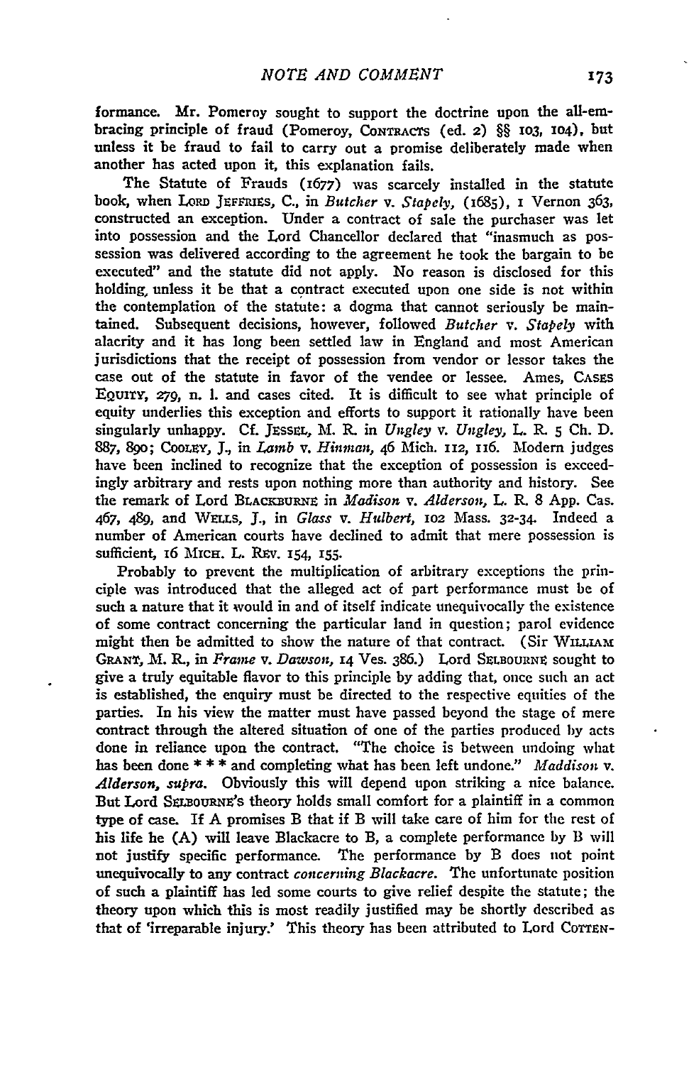formance. Mr. Pomeroy sought to support the doctrine upon the all-embracing principle of fraud (Pomeroy, CONTRACTS (ed. 2) §§ 103, 104), but unless it be fraud to fail to carry out a promise deliberately made when another has acted upon it, this explanation fails.

The Statute of Frauds (1677) was scarcely installed in the statute book, when LORD JEFFRIES, C., in *Butcher* v. *Stapely*, (1685), 1 Vernon 363, constructed an exception. Under a contract of sale the purchaser was let into possession and the Lord Chancellor declared that "inasmuch as possession was delivered according to the agreement he took the bargain to be executed" and the statute did not apply. No reason is disclosed for this holding, unless it be that a contract executed upon one side is not within the contemplation of the statute: a dogma that cannot seriously be maintained. Subsequent decisions, however, followed *Butcher* v. *Stapely* with alacrity and it has long been settled law in England and most American jurisdictions that the receipt of possession from vendor or lessor takes the case out of the statute in favor of the vendee or lessee. Ames, CASES EQUITY, 279, n. 1. and cases cited. It is difficult to see what principle of equity underlies this exception and efforts to support it rationally have been singularly unhappy. Cf. JESSEL, M. R. in *Ungley* v. *Ungley*, L. R. 5 Ch. D. 887, 890; COOLEY, J., in *Lamb* v. *Hinman*, 46 Mich. 112, 116. Modern judges have been inclined to recognize that the exception of possession is exceedingly arbitrary and rests upon nothing more than authority and history. See the remark of Lord BLACKBURNE in *Madison* v. *Alderson*, L. R. 8 App. Cas. 467, 489, and WELLS, J., in *Glass* v. *Hulbert*, 102 Mass. 32-34. Indeed a number of American courts have declined to admit that mere possession is sufficient, 16 MICH. L. REV. 154, 155.

Probably to prevent the multiplication of arbitrary exceptions the principle was introduced that the alleged act of part performance must be of such a nature that it would in and of itself indicate unequivocally the existence of some contract concerning the particular land in question; parol evidence might then be admitted to show the nature of that contract. (Sir WILLIAM GRANT, M. R., in *Frame* v. *Dawson*, 14 Ves. 386.) Lord SELBOURNE sought to give a truly equitable flavor to this principle by adding that, once such an act is established, the enquiry must be directed to the respective equities of the parties. In his view the matter must have passed beyond the stage of mere contract through the altered situation of one of the parties produced by acts done in reliance upon the contract. "The choice is between undoing what has been done * * * and completing what has been left undone." *Maddison* v. *Alderson, supra*. Obviously this will depend upon striking a nice balance. But Lord SELBOURNE'S theory holds small comfort for a plaintiff in a common type of case. If A promises B that if B will take care of him for the rest of his life he (A) will leave Blackacre to B, a complete performance by B will not justify specific performance. The performance by B does not point unequivocally to any contract *concerning Blackacre*. The unfortunate position of such a plaintiff has led some courts to give relief despite the statute; the theory upon which this is most readily justified may be shortly described as that of 'irreparable injury.' This theory has been attributed to Lord COTTEN-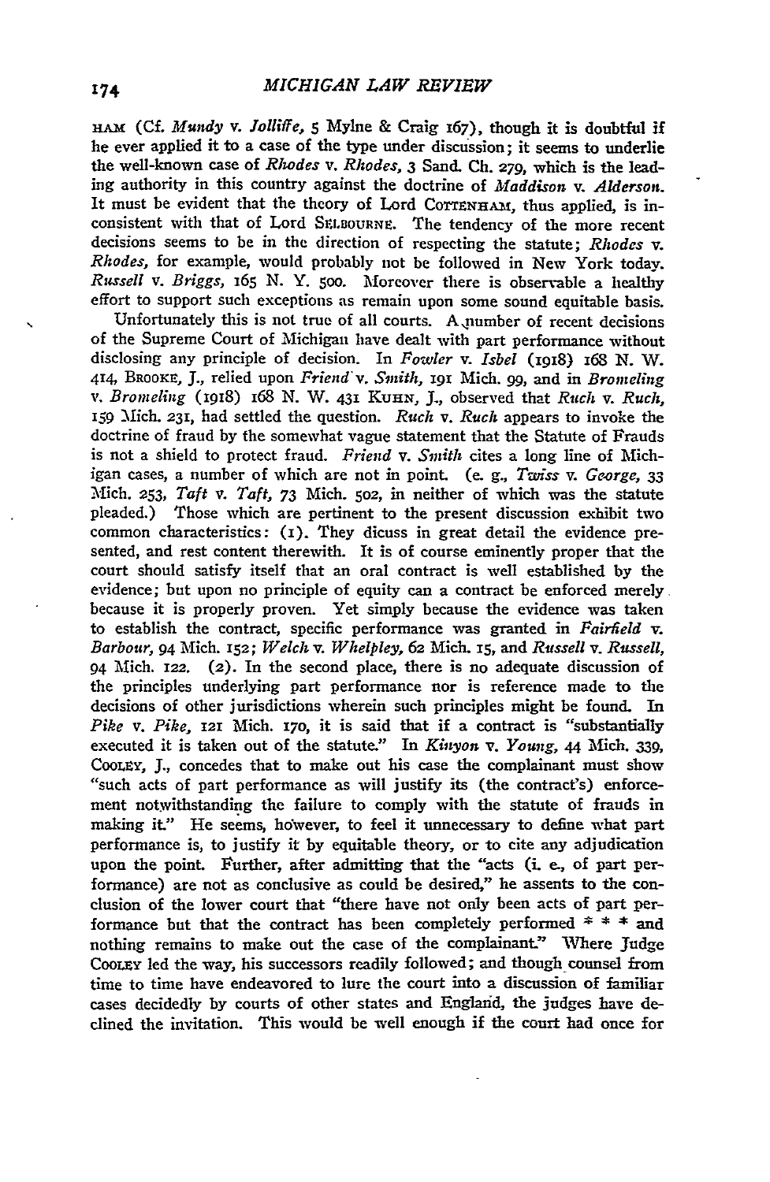HAM (Cf. *Mundy* v. *Jolliffe*, 5 Mylne & Craig 167), though it is doubtful if he ever applied it to a case of the type under discussion; it seems to underlie the well-known case of *Rhodes* v. *Rhodes*, 3 Sand. Ch. 279, which is the leading authority in this country against the doctrine of *Maddison* v. *Alderson*. It must be evident that the theory of Lord COTTENHAM, thus applied, is inconsistent with that of Lord SELBOURNE. The tendency of the more recent decisions seems to be in the direction of respecting the statute; *Rhodes* v. *Rhodes*, for example, would probably not be followed in New York today. *Russell* v. *Briggs*, 165 N. Y. 500. Moreover there is observable a healthy effort to support such exceptions as remain upon some sound equitable basis.

Unfortunately this is not true of all courts. A number of recent decisions of the Supreme Court of Michigan have dealt with part performance without disclosing any principle of decision. In *Fowler* v. *Isbel* (1918) 168 N. W. 414, BROOKE, J., relied upon *Friend* v. *Smith*, 191 Mich. 99, and in *Bromeling* v. *Bromeling* (1918) 168 N. W. 431 KUHN, J., observed that *Ruch* v. *Ruch*, 159 Mich. 231, had settled the question. *Ruch* v. *Ruch* appears to invoke the doctrine of fraud by the somewhat vague statement that the Statute of Frauds is not a shield to protect fraud. *Friend* v. *Smith* cites a long line of Michigan cases, a number of which are not in point. (e. g., *Twiss* v. *George*, 33 Mich. 253, *Taft* v. *Taft*, 73 Mich. 502, in neither of which was the statute pleaded.) Those which are pertinent to the present discussion exhibit two common characteristics: (1). They dicuss in great detail the evidence presented, and rest content therewith. It is of course eminently proper that the court should satisfy itself that an oral contract is well established by the evidence; but upon no principle of equity can a contract be enforced merely because it is properly proven. Yet simply because the evidence was taken to establish the contract, specific performance was granted in *Fairfield* v. *Barbour*, 94 Mich. 152; *Welch* v. *Whelpley*, 62 Mich. 15, and *Russell* v. *Russell*, 94 Mich. 122. (2). In the second place, there is no adequate discussion of the principles underlying part performance nor is reference made to the decisions of other jurisdictions wherein such principles might be found. In *Pike* v. *Pike*, 121 Mich. 170, it is said that if a contract is "substantially executed it is taken out of the statute." In *Kinyon* v. *Young*, 44 Mich. 339, COOLEY, J., concedes that to make out his case the complainant must show "such acts of part performance as will justify its (the contract's) enforcement notwithstanding the failure to comply with the statute of frauds in making it." He seems, however, to feel it unnecessary to define what part performance is, to justify it by equitable theory, or to cite any adjudication upon the point. Further, after admitting that the "acts (i. e., of part performance) are not as conclusive as could be desired," he assents to the conclusion of the lower court that "there have not only been acts of part performance but that the contract has been completely performed * * * and nothing remains to make out the case of the complainant." Where Judge COOLEY led the way, his successors readily followed; and though counsel from time to time have endeavored to lure the court into a discussion of familiar cases decidedly by courts of other states and England, the judges have declined the invitation. This would be well enough if the court had once for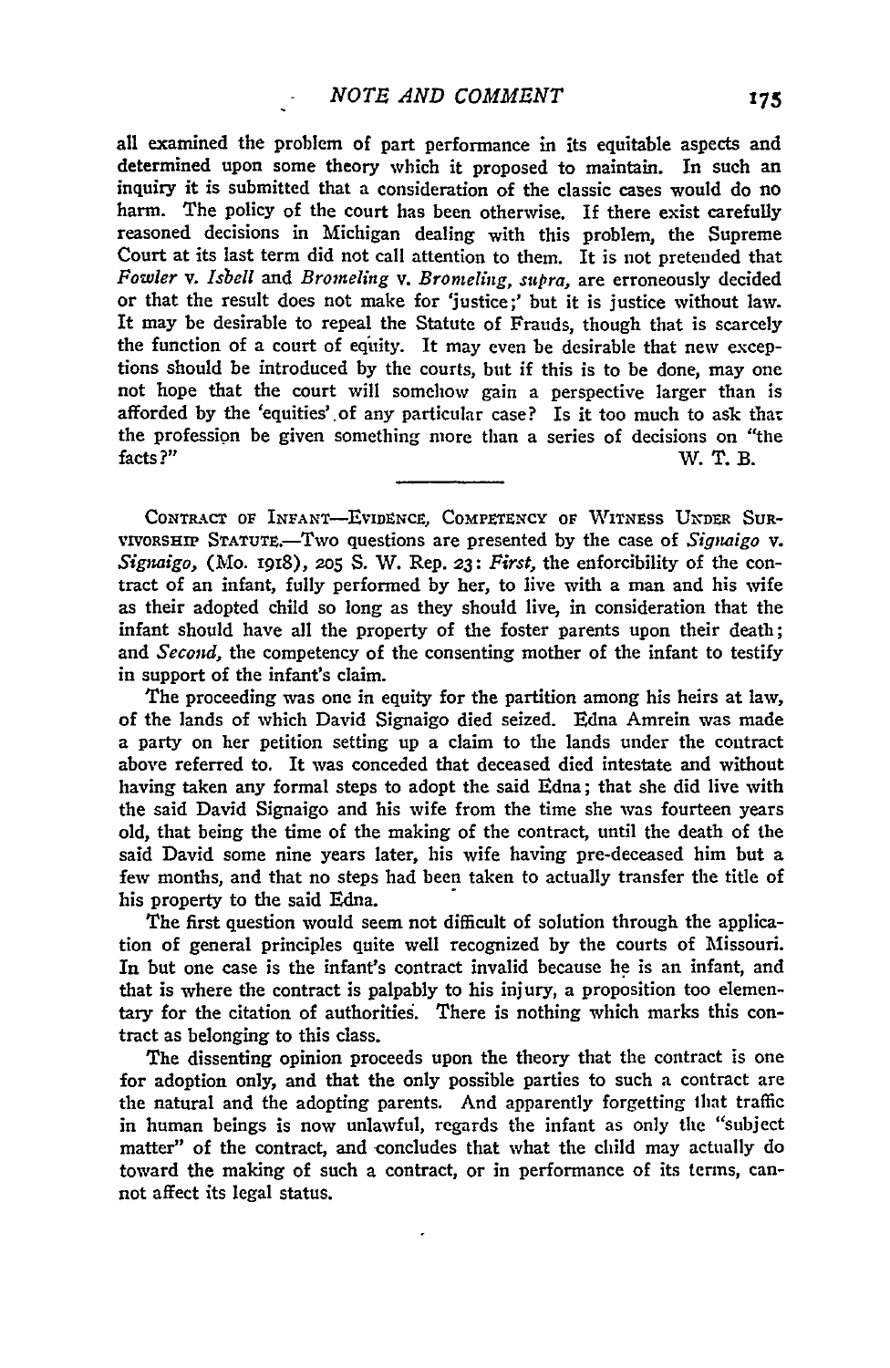all examined the problem of part performance in its equitable aspects and determined upon some theory which it proposed to maintain. In such an inquiry it is submitted that a consideration of the classic cases would do no harm. The policy of the court has been otherwise. If there exist carefully reasoned decisions in Michigan dealing with this problem, the Supreme Court at its last term did not call attention to them. It is not pretended that *Fowler* v. *Isbell* and *Bromeling* v. *Bromeling, supra*, are erroneously decided or that the result does not make for 'justice;' but it is justice without law. It may be desirable to repeal the Statute of Frauds, though that is scarcely the function of a court of equity. It may even be desirable that new exceptions should be introduced by the courts, but if this is to be done, may one not hope that the court will somehow gain a perspective larger than is afforded by the 'equities' of any particular case? Is it too much to ask that the profession be given something more than a series of decisions on "the facts?"

W. T. B.

---

CONTRACT OF INFANT—EVIDENCE, COMPETENCY OF WITNESS UNDER SURVIVORSHIP STATUTE.—Two questions are presented by the case of *Signaigo* v. *Signaigo*, (Mo. 1918), 205 S. W. Rep. 23: *First*, the enforcibility of the contract of an infant, fully performed by her, to live with a man and his wife as their adopted child so long as they should live, in consideration that the infant should have all the property of the foster parents upon their death; and *Second*, the competency of the consenting mother of the infant to testify in support of the infant's claim.

The proceeding was one in equity for the partition among his heirs at law, of the lands of which David Signaigo died seized. Edna Amrein was made a party on her petition setting up a claim to the lands under the contract above referred to. It was conceded that deceased died intestate and without having taken any formal steps to adopt the said Edna; that she did live with the said David Signaigo and his wife from the time she was fourteen years old, that being the time of the making of the contract, until the death of the said David some nine years later, his wife having pre-deceased him but a few months, and that no steps had been taken to actually transfer the title of his property to the said Edna.

The first question would seem not difficult of solution through the application of general principles quite well recognized by the courts of Missouri. In but one case is the infant's contract invalid because he is an infant, and that is where the contract is palpably to his injury, a proposition too elementary for the citation of authorities. There is nothing which marks this contract as belonging to this class.

The dissenting opinion proceeds upon the theory that the contract is one for adoption only, and that the only possible parties to such a contract are the natural and the adopting parents. And apparently forgetting that traffic in human beings is now unlawful, regards the infant as only the "subject matter" of the contract, and concludes that what the child may actually do toward the making of such a contract, or in performance of its terms, cannot affect its legal status.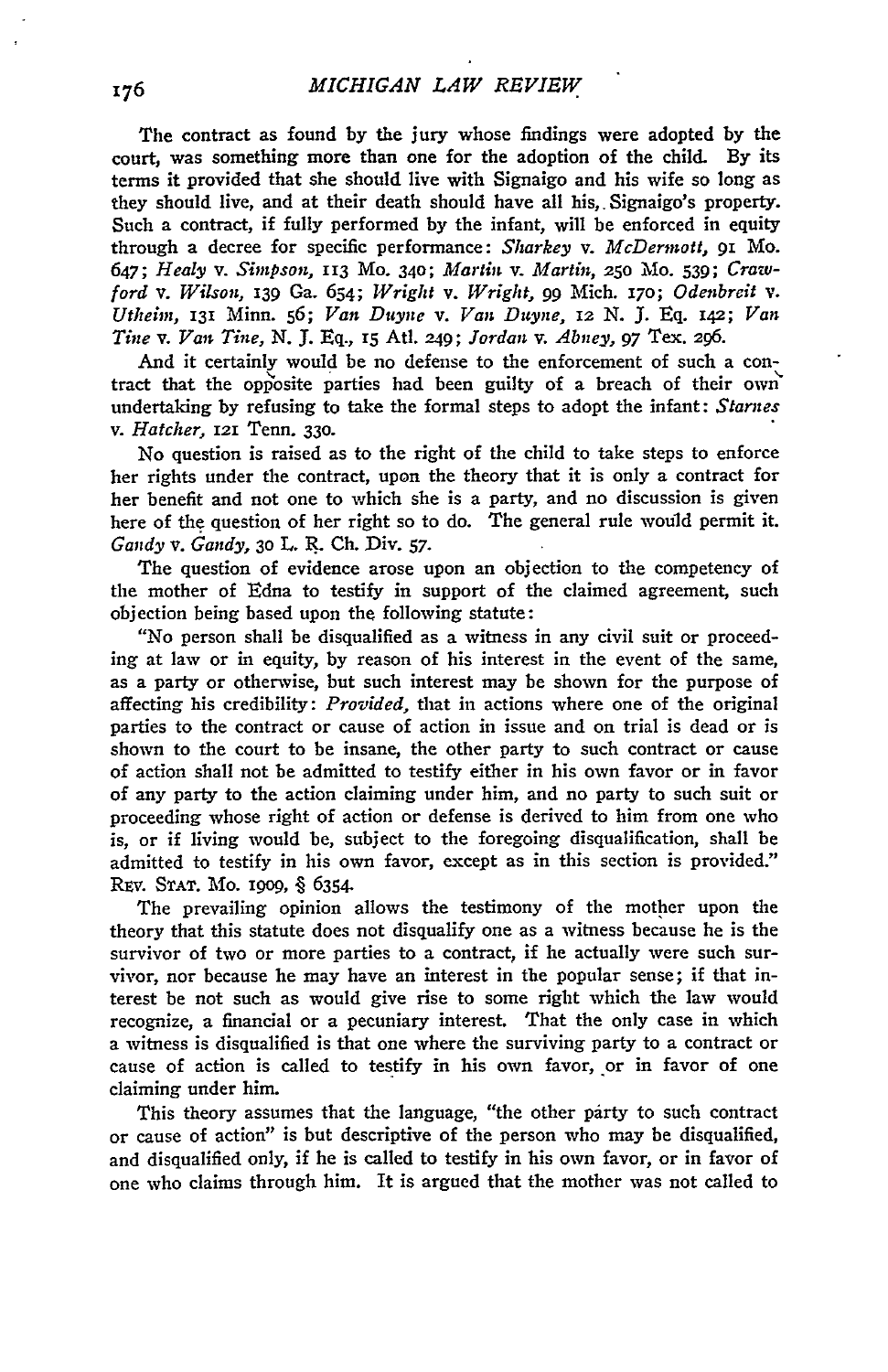The contract as found by the jury whose findings were adopted by the court, was something more than one for the adoption of the child. By its terms it provided that she should live with Signaigo and his wife so long as they should live, and at their death should have all his, Signaigo's property. Such a contract, if fully performed by the infant, will be enforced in equity through a decree for specific performance: *Sharkey* v. *McDermott*, 91 Mo. 647; *Healy* v. *Simpson*, 113 Mo. 340; *Martin* v. *Martin*, 250 Mo. 539; *Crawford* v. *Wilson*, 139 Ga. 654; *Wright* v. *Wright*, 99 Mich. 170; *Odenbreit* v. *Utheim*, 131 Minn. 56; *Van Duyne* v. *Van Duyne*, 12 N. J. Eq. 142; *Van Tine* v. *Van Tine*, N. J. Eq., 15 Atl. 249; *Jordan* v. *Abney*, 97 Tex. 296.

And it certainly would be no defense to the enforcement of such a contract that the opposite parties had been guilty of a breach of their own undertaking by refusing to take the formal steps to adopt the infant: *Starnes* v. *Hatcher*, 121 Tenn. 330.

No question is raised as to the right of the child to take steps to enforce her rights under the contract, upon the theory that it is only a contract for her benefit and not one to which she is a party, and no discussion is given here of the question of her right so to do. The general rule would permit it. *Gandy* v. *Gandy*, 30 L. R. Ch. Div. 57.

The question of evidence arose upon an objection to the competency of the mother of Edna to testify in support of the claimed agreement, such objection being based upon the following statute:

"No person shall be disqualified as a witness in any civil suit or proceeding at law or in equity, by reason of his interest in the event of the same, as a party or otherwise, but such interest may be shown for the purpose of affecting his credibility: *Provided*, that in actions where one of the original parties to the contract or cause of action in issue and on trial is dead or is shown to the court to be insane, the other party to such contract or cause of action shall not be admitted to testify either in his own favor or in favor of any party to the action claiming under him, and no party to such suit or proceeding whose right of action or defense is derived to him from one who is, or if living would be, subject to the foregoing disqualification, shall be admitted to testify in his own favor, except as in this section is provided." Rev. Stat. Mo. 1909, § 6354.

The prevailing opinion allows the testimony of the mother upon the theory that this statute does not disqualify one as a witness because he is the survivor of two or more parties to a contract, if he actually were such survivor, nor because he may have an interest in the popular sense; if that interest be not such as would give rise to some right which the law would recognize, a financial or a pecuniary interest. That the only case in which a witness is disqualified is that one where the surviving party to a contract or cause of action is called to testify in his own favor, or in favor of one claiming under him.

This theory assumes that the language, "the other party to such contract or cause of action" is but descriptive of the person who may be disqualified, and disqualified only, if he is called to testify in his own favor, or in favor of one who claims through him. It is argued that the mother was not called to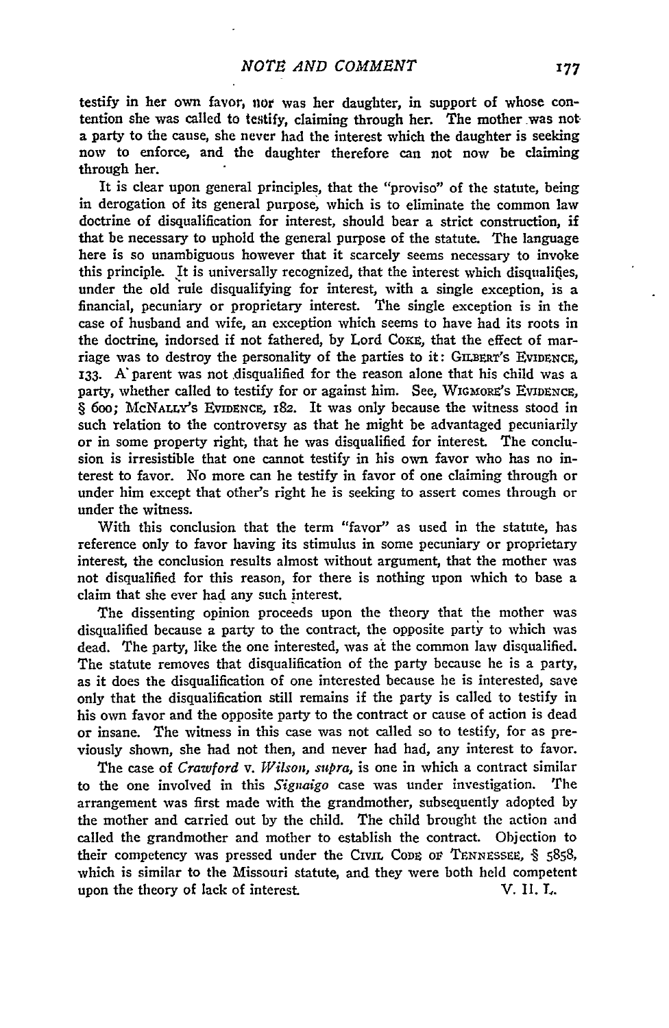testify in her own favor, nor was her daughter, in support of whose contention she was called to testify, claiming through her. The mother was not a party to the cause, she never had the interest which the daughter is seeking now to enforce, and the daughter therefore can not now be claiming through her.

It is clear upon general principles, that the "proviso" of the statute, being in derogation of its general purpose, which is to eliminate the common law doctrine of disqualification for interest, should bear a strict construction, if that be necessary to uphold the general purpose of the statute. The language here is so unambiguous however that it scarcely seems necessary to invoke this principle. It is universally recognized, that the interest which disqualifies, under the old rule disqualifying for interest, with a single exception, is a financial, pecuniary or proprietary interest. The single exception is in the case of husband and wife, an exception which seems to have had its roots in the doctrine, indorsed if not fathered, by Lord COKE, that the effect of marriage was to destroy the personality of the parties to it: GILBERT'S EVIDENCE, 133. A parent was not disqualified for the reason alone that his child was a party, whether called to testify for or against him. See, WIGMORE'S EVIDENCE, § 600; MCNALLY'S EVIDENCE, 182. It was only because the witness stood in such relation to the controversy as that he might be advantaged pecuniarily or in some property right, that he was disqualified for interest. The conclusion is irresistible that one cannot testify in his own favor who has no interest to favor. No more can he testify in favor of one claiming through or under him except that other's right he is seeking to assert comes through or under the witness.

With this conclusion that the term "favor" as used in the statute, has reference only to favor having its stimulus in some pecuniary or proprietary interest, the conclusion results almost without argument, that the mother was not disqualified for this reason, for there is nothing upon which to base a claim that she ever had any such interest.

The dissenting opinion proceeds upon the theory that the mother was disqualified because a party to the contract, the opposite party to which was dead. The party, like the one interested, was at the common law disqualified. The statute removes that disqualification of the party because he is a party, as it does the disqualification of one interested because he is interested, save only that the disqualification still remains if the party is called to testify in his own favor and the opposite party to the contract or cause of action is dead or insane. The witness in this case was not called so to testify, for as previously shown, she had not then, and never had had, any interest to favor.

The case of *Crawford* v. *Wilson*, *supra*, is one in which a contract similar to the one involved in this *Signaigo* case was under investigation. The arrangement was first made with the grandmother, subsequently adopted by the mother and carried out by the child. The child brought the action and called the grandmother and mother to establish the contract. Objection to their competency was pressed under the CIVIL CODE OF TENNESSEE, § 5858, which is similar to the Missouri statute, and they were both held competent upon the theory of lack of interest.

V. H. L.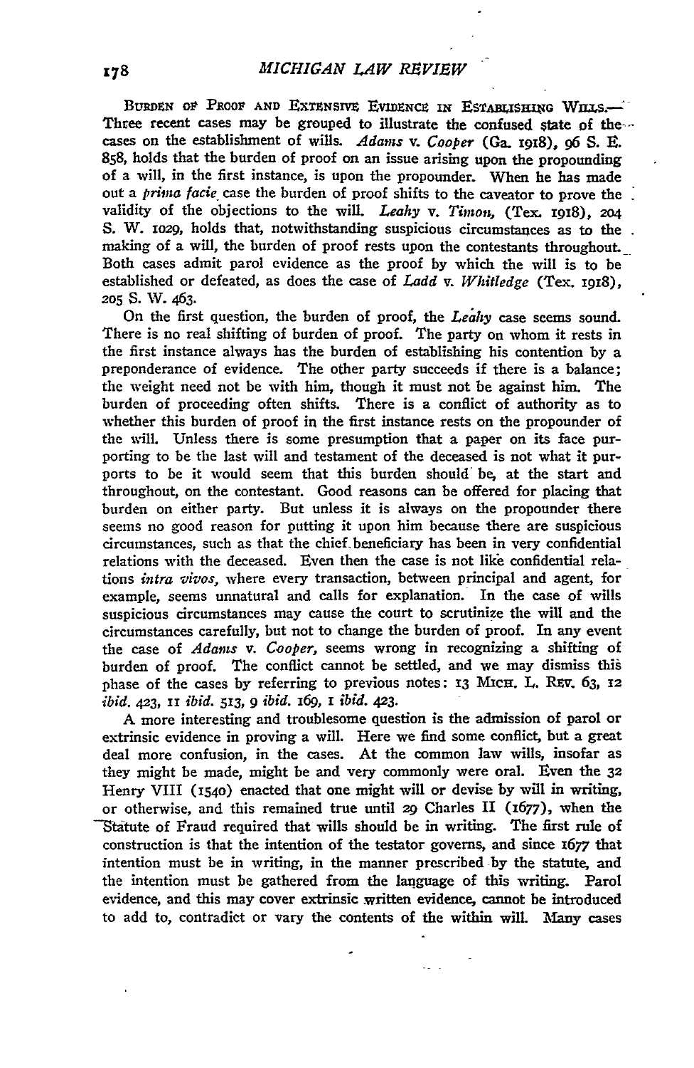**Burden of Proof and Extensive Evidence in Establishing Wills.**—Three recent cases may be grouped to illustrate the confused state of the cases on the establishment of wills. *Adams* v. *Cooper* (Ga. 1918), 96 S. E. 858, holds that the burden of proof on an issue arising upon the propounding of a will, in the first instance, is upon the propounder. When he has made out a *prima facie* case the burden of proof shifts to the caveator to prove the validity of the objections to the will. *Leahy* v. *Timon*, (Tex. 1918), 204 S. W. 1029, holds that, notwithstanding suspicious circumstances as to the making of a will, the burden of proof rests upon the contestants throughout. Both cases admit parol evidence as the proof by which the will is to be established or defeated, as does the case of *Ladd* v. *Whitledge* (Tex. 1918), 205 S. W. 463.

On the first question, the burden of proof, the *Leahy* case seems sound. There is no real shifting of burden of proof. The party on whom it rests in the first instance always has the burden of establishing his contention by a preponderance of evidence. The other party succeeds if there is a balance; the weight need not be with him, though it must not be against him. The burden of proceeding often shifts. There is a conflict of authority as to whether this burden of proof in the first instance rests on the propounder of the will. Unless there is some presumption that a paper on its face purporting to be the last will and testament of the deceased is not what it purports to be it would seem that this burden should be, at the start and throughout, on the contestant. Good reasons can be offered for placing that burden on either party. But unless it is always on the propounder there seems no good reason for putting it upon him because there are suspicious circumstances, such as that the chief beneficiary has been in very confidential relations with the deceased. Even then the case is not like confidential relations *intra vivos*, where every transaction, between principal and agent, for example, seems unnatural and calls for explanation. In the case of wills suspicious circumstances may cause the court to scrutinize the will and the circumstances carefully, but not to change the burden of proof. In any event the case of *Adams* v. *Cooper*, seems wrong in recognizing a shifting of burden of proof. The conflict cannot be settled, and we may dismiss this phase of the cases by referring to previous notes: 13 Mich. L. Rev. 63, 12 *ibid.* 423, 11 *ibid.* 513, 9 *ibid.* 169, 1 *ibid.* 423.

A more interesting and troublesome question is the admission of parol or extrinsic evidence in proving a will. Here we find some conflict, but a great deal more confusion, in the cases. At the common law wills, insofar as they might be made, might be and very commonly were oral. Even the 32 Henry VIII (1540) enacted that one might will or devise by will in writing, or otherwise, and this remained true until 29 Charles II (1677), when the Statute of Fraud required that wills should be in writing. The first rule of construction is that the intention of the testator governs, and since 1677 that intention must be in writing, in the manner prescribed by the statute, and the intention must be gathered from the language of this writing. Parol evidence, and this may cover extrinsic written evidence, cannot be introduced to add to, contradict or vary the contents of the within will. Many cases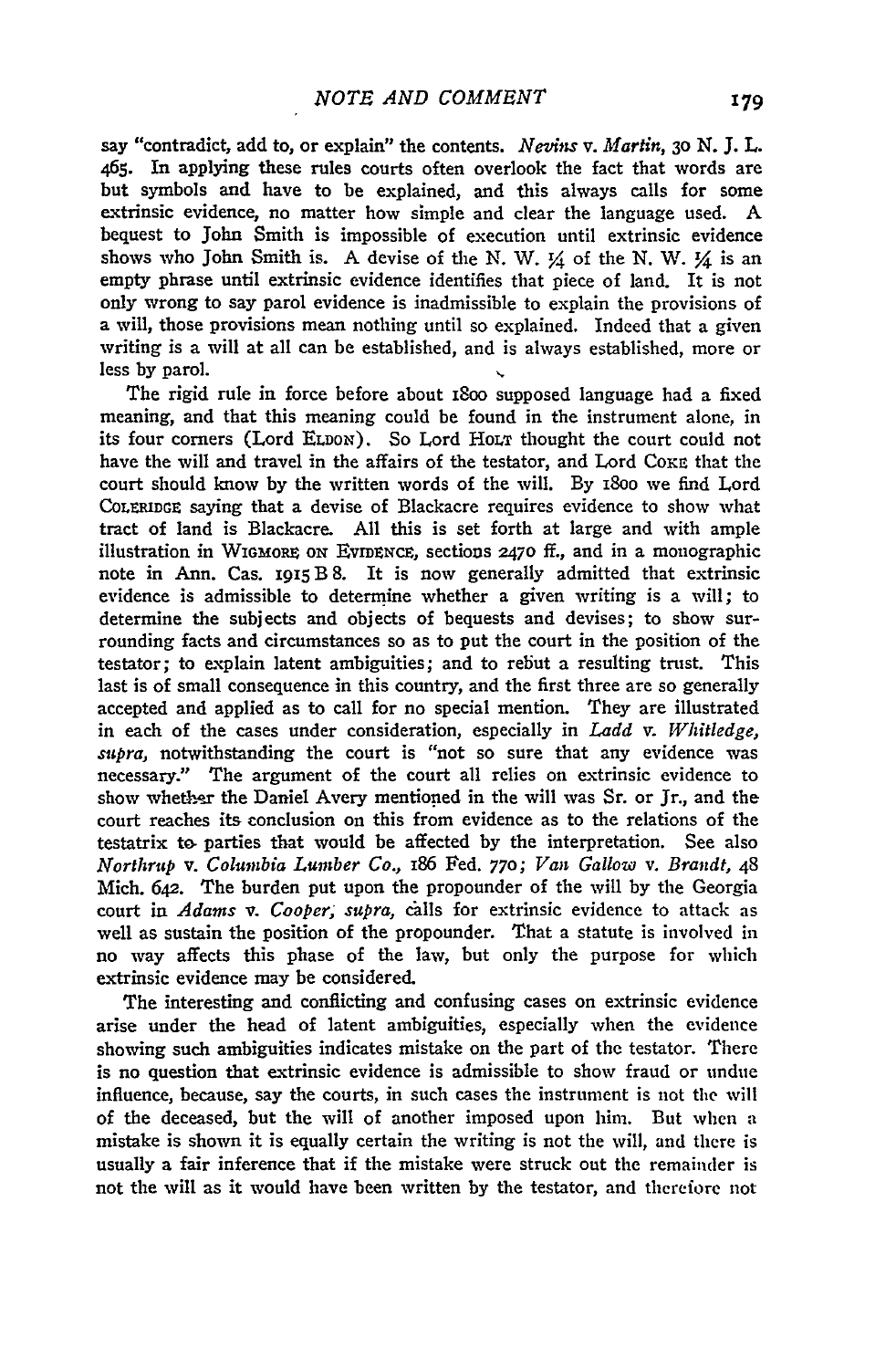say "contradict, add to, or explain" the contents. *Nevins* v. *Martin*, 30 N. J. L. 465. In applying these rules courts often overlook the fact that words are but symbols and have to be explained, and this always calls for some extrinsic evidence, no matter how simple and clear the language used. A bequest to John Smith is impossible of execution until extrinsic evidence shows who John Smith is. A devise of the N. W. ¼ of the N. W. ¼ is an empty phrase until extrinsic evidence identifies that piece of land. It is not only wrong to say parol evidence is inadmissible to explain the provisions of a will, those provisions mean nothing until so explained. Indeed that a given writing is a will at all can be established, and is always established, more or less by parol.

The rigid rule in force before about 1800 supposed language had a fixed meaning, and that this meaning could be found in the instrument alone, in its four corners (Lord ELDON). So Lord HOLT thought the court could not have the will and travel in the affairs of the testator, and Lord COKE that the court should know by the written words of the will. By 1800 we find Lord COLERIDGE saying that a devise of Blackacre requires evidence to show what tract of land is Blackacre. All this is set forth at large and with ample illustration in WIGMORE ON EVIDENCE, sections 2470 ff., and in a monographic note in Ann. Cas. 1915 B 8. It is now generally admitted that extrinsic evidence is admissible to determine whether a given writing is a will; to determine the subjects and objects of bequests and devises; to show surrounding facts and circumstances so as to put the court in the position of the testator; to explain latent ambiguities; and to rebut a resulting trust. This last is of small consequence in this country, and the first three are so generally accepted and applied as to call for no special mention. They are illustrated in each of the cases under consideration, especially in *Ladd* v. *Whitledge*, *supra*, notwithstanding the court is "not so sure that any evidence was necessary." The argument of the court all relies on extrinsic evidence to show whether the Daniel Avery mentioned in the will was Sr. or Jr., and the court reaches its conclusion on this from evidence as to the relations of the testatrix to parties that would be affected by the interpretation. See also *Northrup* v. *Columbia Lumber Co.*, 186 Fed. 770; *Van Gallow* v. *Brandt*, 48 Mich. 642. The burden put upon the propounder of the will by the Georgia court in *Adams* v. *Cooper*, *supra*, calls for extrinsic evidence to attack as well as sustain the position of the propounder. That a statute is involved in no way affects this phase of the law, but only the purpose for which extrinsic evidence may be considered.

The interesting and conflicting and confusing cases on extrinsic evidence arise under the head of latent ambiguities, especially when the evidence showing such ambiguities indicates mistake on the part of the testator. There is no question that extrinsic evidence is admissible to show fraud or undue influence, because, say the courts, in such cases the instrument is not the will of the deceased, but the will of another imposed upon him. But when a mistake is shown it is equally certain the writing is not the will, and there is usually a fair inference that if the mistake were struck out the remainder is not the will as it would have been written by the testator, and therefore not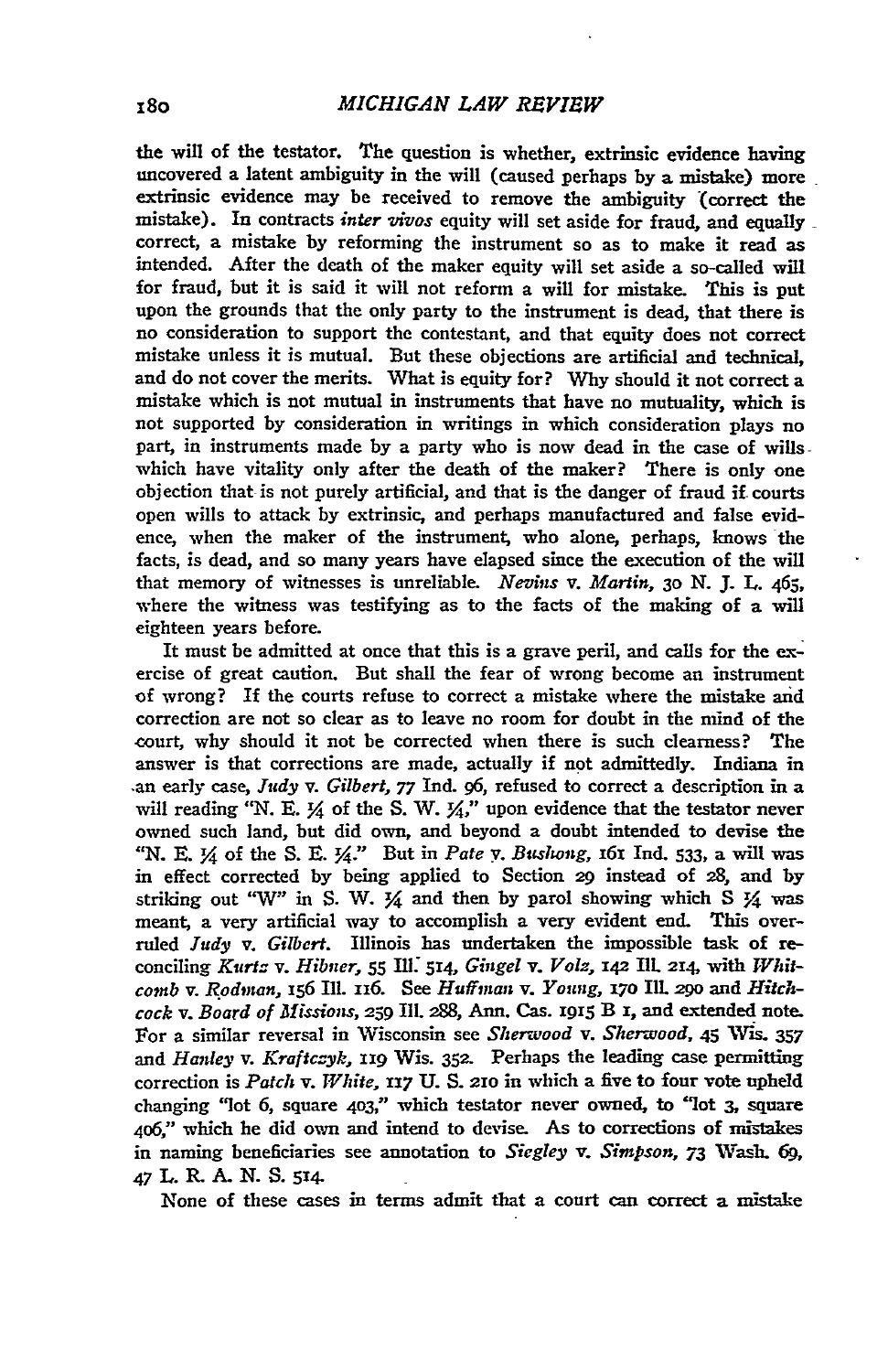the will of the testator. The question is whether, extrinsic evidence having uncovered a latent ambiguity in the will (caused perhaps by a mistake) more extrinsic evidence may be received to remove the ambiguity (correct the mistake). In contracts *inter vivos* equity will set aside for fraud, and equally correct, a mistake by reforming the instrument so as to make it read as intended. After the death of the maker equity will set aside a so-called will for fraud, but it is said it will not reform a will for mistake. This is put upon the grounds that the only party to the instrument is dead, that there is no consideration to support the contestant, and that equity does not correct mistake unless it is mutual. But these objections are artificial and technical, and do not cover the merits. What is equity for? Why should it not correct a mistake which is not mutual in instruments that have no mutuality, which is not supported by consideration in writings in which consideration plays no part, in instruments made by a party who is now dead in the case of wills which have vitality only after the death of the maker? There is only one objection that is not purely artificial, and that is the danger of fraud if courts open wills to attack by extrinsic, and perhaps manufactured and false evidence, when the maker of the instrument, who alone, perhaps, knows the facts, is dead, and so many years have elapsed since the execution of the will that memory of witnesses is unreliable. *Nevins* v. *Martin*, 30 N. J. L. 465, where the witness was testifying as to the facts of the making of a will eighteen years before.

It must be admitted at once that this is a grave peril, and calls for the exercise of great caution. But shall the fear of wrong become an instrument of wrong? If the courts refuse to correct a mistake where the mistake and correction are not so clear as to leave no room for doubt in the mind of the court, why should it not be corrected when there is such clearness? The answer is that corrections are made, actually if not admittedly. Indiana in an early case, *Judy* v. *Gilbert*, 77 Ind. 96, refused to correct a description in a will reading "N. E. ¼ of the S. W. ¼," upon evidence that the testator never owned such land, but did own, and beyond a doubt intended to devise the "N. E. ¼ of the S. E. ¼." But in *Pate* v. *Bushong*, 161 Ind. 533, a will was in effect corrected by being applied to Section 29 instead of 28, and by striking out "W" in S. W. ¼ and then by parol showing which S ¼ was meant, a very artificial way to accomplish a very evident end. This overruled *Judy* v. *Gilbert*. Illinois has undertaken the impossible task of reconciling *Kurtz* v. *Hibner*, 55 Ill. 514, *Gingel* v. *Volz*, 142 Ill. 214, with *Whitcomb* v. *Rodman*, 156 Ill. 116. See *Huffman* v. *Young*, 170 Ill. 290 and *Hitchcock* v. *Board of Missions*, 259 Ill. 288, Ann. Cas. 1915 B 1, and extended note. For a similar reversal in Wisconsin see *Sherwood* v. *Sherwood*, 45 Wis. 357 and *Hanley* v. *Kraftczyk*, 119 Wis. 352. Perhaps the leading case permitting correction is *Patch* v. *White*, 117 U. S. 210 in which a five to four vote upheld changing "lot 6, square 403," which testator never owned, to "lot 3, square 406," which he did own and intend to devise. As to corrections of mistakes in naming beneficiaries see annotation to *Siegley* v. *Simpson*, 73 Wash. 69, 47 L. R. A. N. S. 514.

None of these cases in terms admit that a court can correct a mistake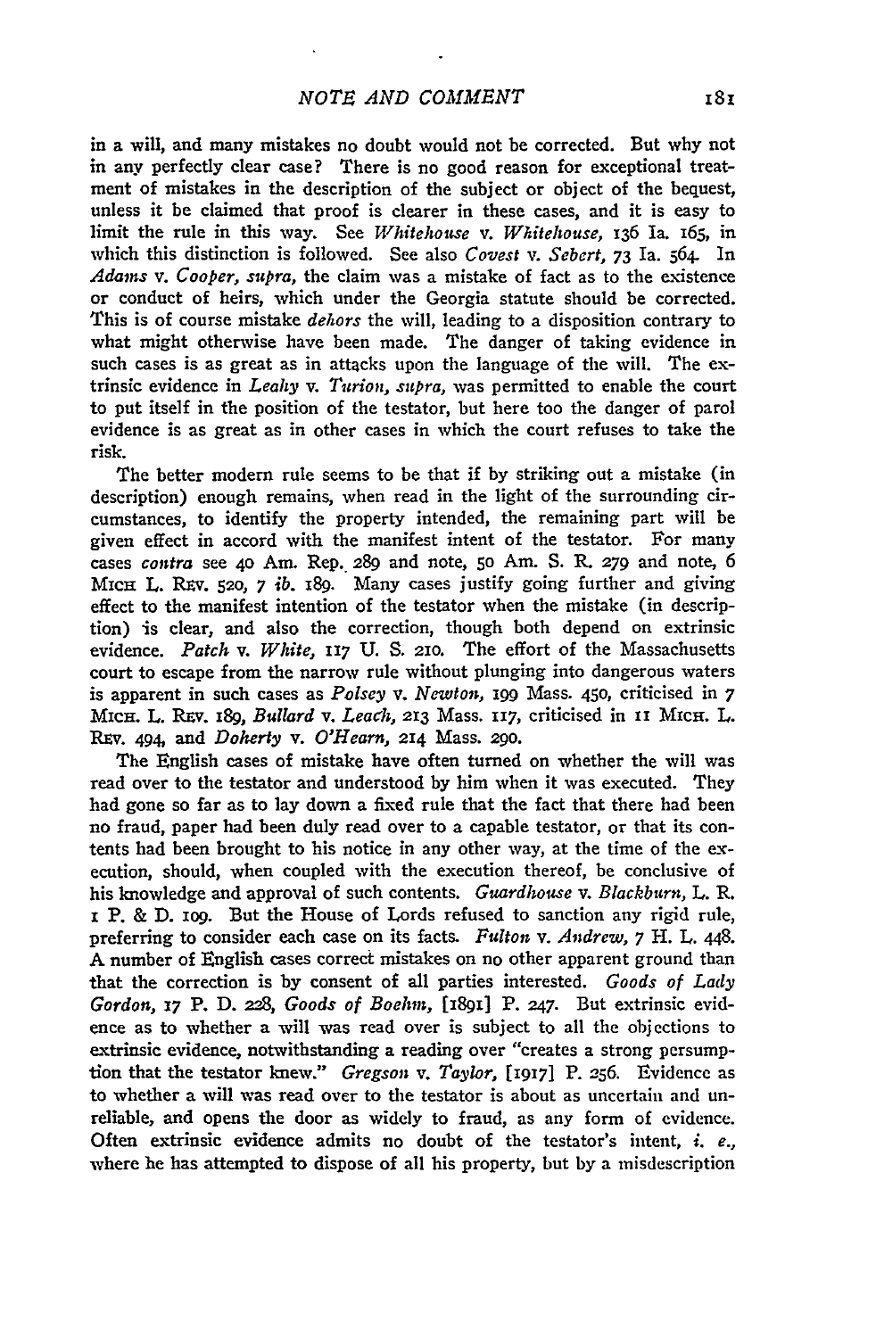in a will, and many mistakes no doubt would not be corrected. But why not in any perfectly clear case? There is no good reason for exceptional treatment of mistakes in the description of the subject or object of the bequest, unless it be claimed that proof is clearer in these cases, and it is easy to limit the rule in this way. See *Whitehouse* v. *Whitehouse*, 136 Ia. 165, in which this distinction is followed. See also *Covest* v. *Sebert*, 73 Ia. 564. In *Adams* v. *Cooper*, *supra*, the claim was a mistake of fact as to the existence or conduct of heirs, which under the Georgia statute should be corrected. This is of course mistake *dehors* the will, leading to a disposition contrary to what might otherwise have been made. The danger of taking evidence in such cases is as great as in attacks upon the language of the will. The extrinsic evidence in *Leahy* v. *Turion*, *supra*, was permitted to enable the court to put itself in the position of the testator, but here too the danger of parol evidence is as great as in other cases in which the court refuses to take the risk.

The better modern rule seems to be that if by striking out a mistake (in description) enough remains, when read in the light of the surrounding circumstances, to identify the property intended, the remaining part will be given effect in accord with the manifest intent of the testator. For many cases *contra* see 40 Am. Rep. 289 and note, 50 Am. S. R. 279 and note, 6 Mich L. Rev. 520, 7 *ib.* 189. Many cases justify going further and giving effect to the manifest intention of the testator when the mistake (in description) is clear, and also the correction, though both depend on extrinsic evidence. *Patch* v. *White*, 117 U. S. 210. The effort of the Massachusetts court to escape from the narrow rule without plunging into dangerous waters is apparent in such cases as *Polsey* v. *Newton*, 199 Mass. 450, criticised in 7 Mich. L. Rev. 189, *Bullard* v. *Leach*, 213 Mass. 117, criticised in 11 Mich. L. Rev. 494, and *Doherty* v. *O'Hearn*, 214 Mass. 290.

The English cases of mistake have often turned on whether the will was read over to the testator and understood by him when it was executed. They had gone so far as to lay down a fixed rule that the fact that there had been no fraud, paper had been duly read over to a capable testator, or that its contents had been brought to his notice in any other way, at the time of the execution, should, when coupled with the execution thereof, be conclusive of his knowledge and approval of such contents. *Guardhouse* v. *Blackburn*, L. R. 1 P. & D. 109. But the House of Lords refused to sanction any rigid rule, preferring to consider each case on its facts. *Fulton* v. *Andrew*, 7 H. L. 448. A number of English cases correct mistakes on no other apparent ground than that the correction is by consent of all parties interested. *Goods of Lady Gordon*, 17 P. D. 228, *Goods of Boehm*, [1891] P. 247. But extrinsic evidence as to whether a will was read over is subject to all the objections to extrinsic evidence, notwithstanding a reading over "creates a strong persumption that the testator knew." *Gregson* v. *Taylor*, [1917] P. 256. Evidence as to whether a will was read over to the testator is about as uncertain and unreliable, and opens the door as widely to fraud, as any form of evidence. Often extrinsic evidence admits no doubt of the testator's intent, *i. e.*, where he has attempted to dispose of all his property, but by a misdescription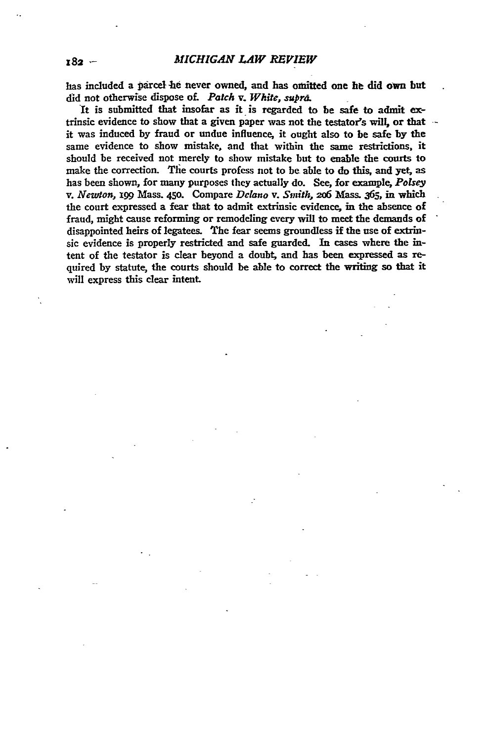has included a parcel he never owned, and has omitted one he did own but did not otherwise dispose of. *Patch* v. *White, supra.*

It is submitted that insofar as it is regarded to be safe to admit extrinsic evidence to show that a given paper was not the testator's will, or that it was induced by fraud or undue influence, it ought also to be safe by the same evidence to show mistake, and that within the same restrictions, it should be received not merely to show mistake but to enable the courts to make the correction. The courts profess not to be able to do this, and yet, as has been shown, for many purposes they actually do. See, for example, *Polsey* v. *Newton*, 199 Mass. 450. Compare *Delano* v. *Smith*, 206 Mass. 365, in which the court expressed a fear that to admit extrinsic evidence, in the absence of fraud, might cause reforming or remodeling every will to meet the demands of disappointed heirs of legatees. The fear seems groundless if the use of extrinsic evidence is properly restricted and safe guarded. In cases where the intent of the testator is clear beyond a doubt, and has been expressed as required by statute, the courts should be able to correct the writing so that it will express this clear intent.